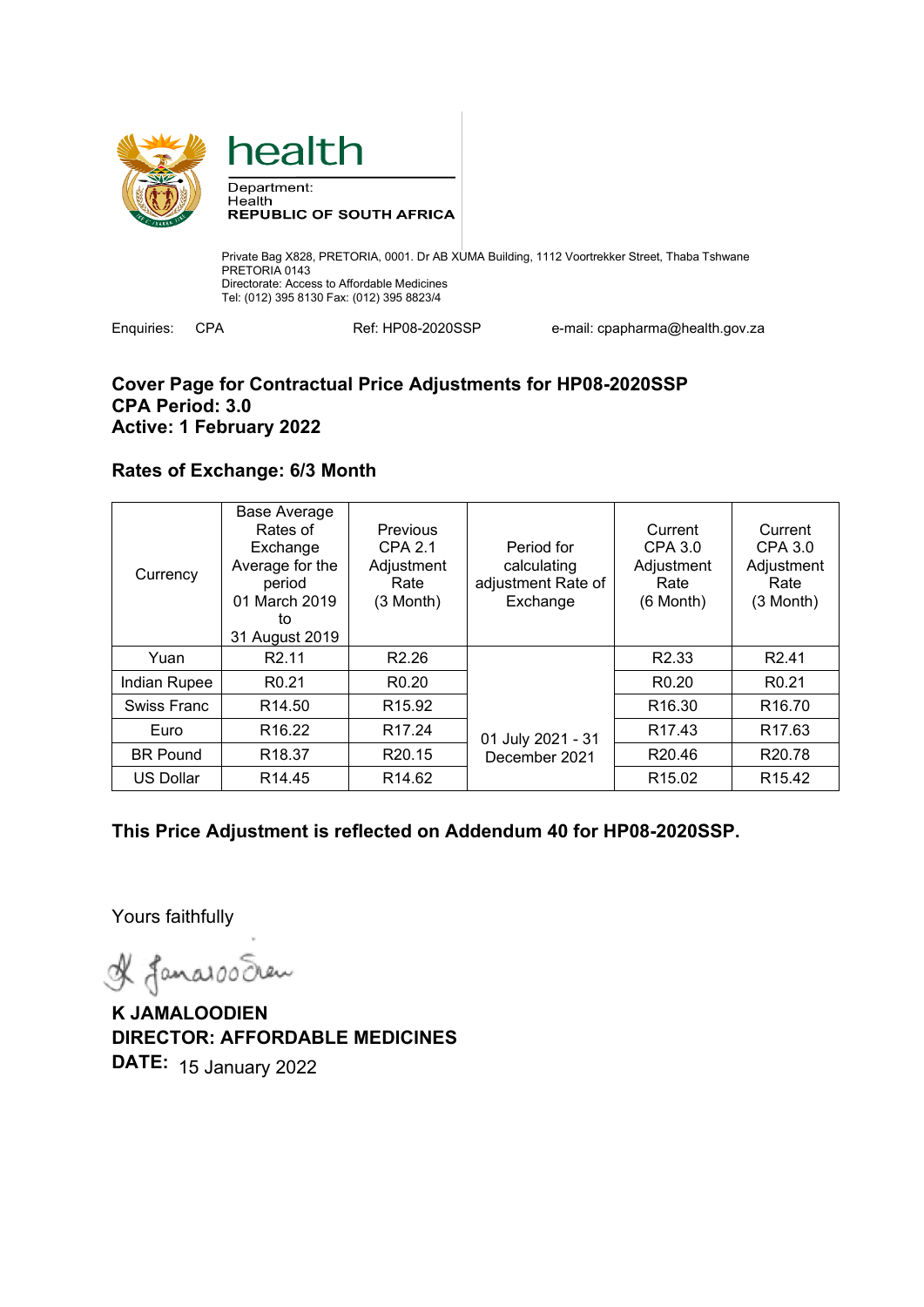health

Department:
Health
**REPUBLIC OF SOUTH AFRICA**

Private Bag X828, PRETORIA, 0001. Dr AB XUMA Building, 1112 Voortrekker Street, Thaba Tshwane
PRETORIA 0143
Directorate: Access to Affordable Medicines
Tel: (012) 395 8130 Fax: (012) 395 8823/4

Enquiries: CPA Ref: HP08-2020SSP e-mail: cpapharma@health.gov.za

**Cover Page for Contractual Price Adjustments for HP08-2020SSP**
**CPA Period: 3.0**
**Active: 1 February 2022**

**Rates of Exchange: 6/3 Month**

| Currency | Base Average Rates of Exchange Average for the period 01 March 2019 to 31 August 2019 | Previous CPA 2.1 Adjustment Rate (3 Month) | Period for calculating adjustment Rate of Exchange | Current CPA 3.0 Adjustment Rate (6 Month) | Current CPA 3.0 Adjustment Rate (3 Month) |
|---|---|---|---|---|---|
| Yuan | R2.11 | R2.26 | 01 July 2021 - 31 December 2021 | R2.33 | R2.41 |
| Indian Rupee | R0.21 | R0.20 | | R0.20 | R0.21 |
| Swiss Franc | R14.50 | R15.92 | | R16.30 | R16.70 |
| Euro | R16.22 | R17.24 | | R17.43 | R17.63 |
| BR Pound | R18.37 | R20.15 | | R20.46 | R20.78 |
| US Dollar | R14.45 | R14.62 | | R15.02 | R15.42 |

**This Price Adjustment is reflected on Addendum 40 for HP08-2020SSP.**

Yours faithfully

**K JAMALOODIEN**
**DIRECTOR: AFFORDABLE MEDICINES**
**DATE:** 15 January 2022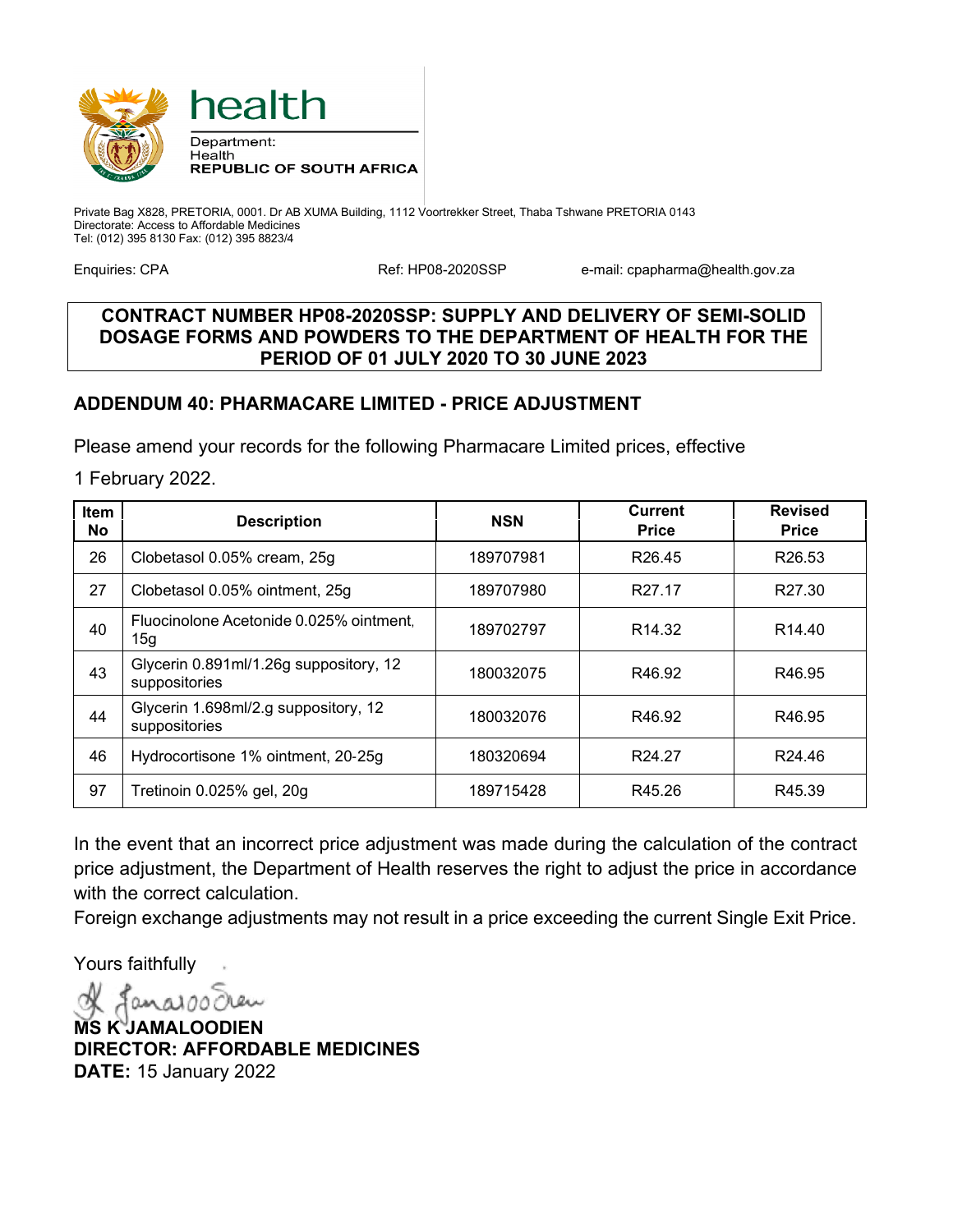health

Department:
Health
**REPUBLIC OF SOUTH AFRICA**

Private Bag X828, PRETORIA, 0001. Dr AB XUMA Building, 1112 Voortrekker Street, Thaba Tshwane PRETORIA 0143
Directorate: Access to Affordable Medicines
Tel: (012) 395 8130 Fax: (012) 395 8823/4

Enquiries: CPA    Ref: HP08-2020SSP    e-mail: cpapharma@health.gov.za

**CONTRACT NUMBER HP08-2020SSP: SUPPLY AND DELIVERY OF SEMI-SOLID DOSAGE FORMS AND POWDERS TO THE DEPARTMENT OF HEALTH FOR THE PERIOD OF 01 JULY 2020 TO 30 JUNE 2023**

## ADDENDUM 40: PHARMACARE LIMITED - PRICE ADJUSTMENT

Please amend your records for the following Pharmacare Limited prices, effective 1 February 2022.

| Item No | Description | NSN | Current Price | Revised Price |
|---|---|---|---|---|
| 26 | Clobetasol 0.05% cream, 25g | 189707981 | R26.45 | R26.53 |
| 27 | Clobetasol 0.05% ointment, 25g | 189707980 | R27.17 | R27.30 |
| 40 | Fluocinolone Acetonide 0.025% ointment, 15g | 189702797 | R14.32 | R14.40 |
| 43 | Glycerin 0.891ml/1.26g suppository, 12 suppositories | 180032075 | R46.92 | R46.95 |
| 44 | Glycerin 1.698ml/2.g suppository, 12 suppositories | 180032076 | R46.92 | R46.95 |
| 46 | Hydrocortisone 1% ointment, 20-25g | 180320694 | R24.27 | R24.46 |
| 97 | Tretinoin 0.025% gel, 20g | 189715428 | R45.26 | R45.39 |

In the event that an incorrect price adjustment was made during the calculation of the contract price adjustment, the Department of Health reserves the right to adjust the price in accordance with the correct calculation.
Foreign exchange adjustments may not result in a price exceeding the current Single Exit Price.

Yours faithfully

**MS K JAMALOODIEN**
**DIRECTOR: AFFORDABLE MEDICINES**
**DATE:** 15 January 2022